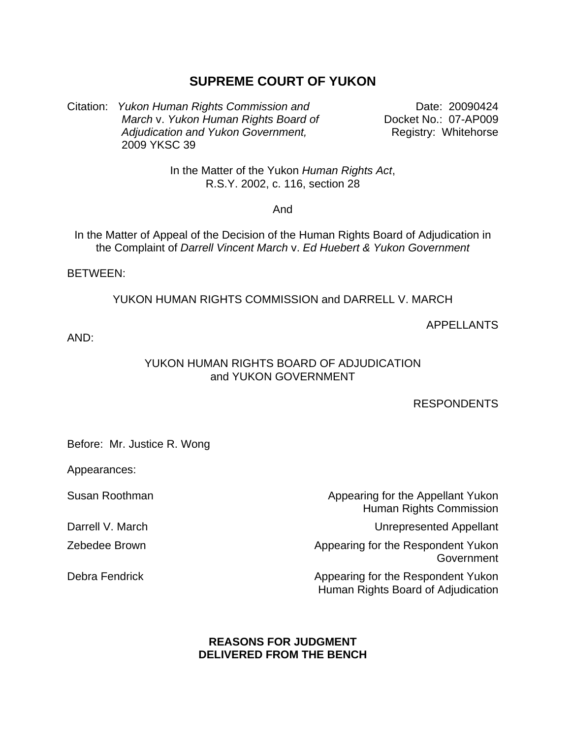# SUPREME COURT OF YUKON

Citation: *Yukon Human Rights Commission and March* v. *Yukon Human Rights Board of Adjudication and Yukon Government,* 2009 YKSC 39

Date: 20090424
Docket No.: 07-AP009
Registry: Whitehorse

In the Matter of the Yukon *Human Rights Act*, R.S.Y. 2002, c. 116, section 28

And

In the Matter of Appeal of the Decision of the Human Rights Board of Adjudication in the Complaint of *Darrell Vincent March* v. *Ed Huebert & Yukon Government*

BETWEEN:

YUKON HUMAN RIGHTS COMMISSION and DARRELL V. MARCH

APPELLANTS

AND:

YUKON HUMAN RIGHTS BOARD OF ADJUDICATION and YUKON GOVERNMENT

RESPONDENTS

Before: Mr. Justice R. Wong

Appearances:

| | |
|---|---|
| Susan Roothman | Appearing for the Appellant Yukon Human Rights Commission |
| Darrell V. March | Unrepresented Appellant |
| Zebedee Brown | Appearing for the Respondent Yukon Government |
| Debra Fendrick | Appearing for the Respondent Yukon Human Rights Board of Adjudication |

**REASONS FOR JUDGMENT DELIVERED FROM THE BENCH**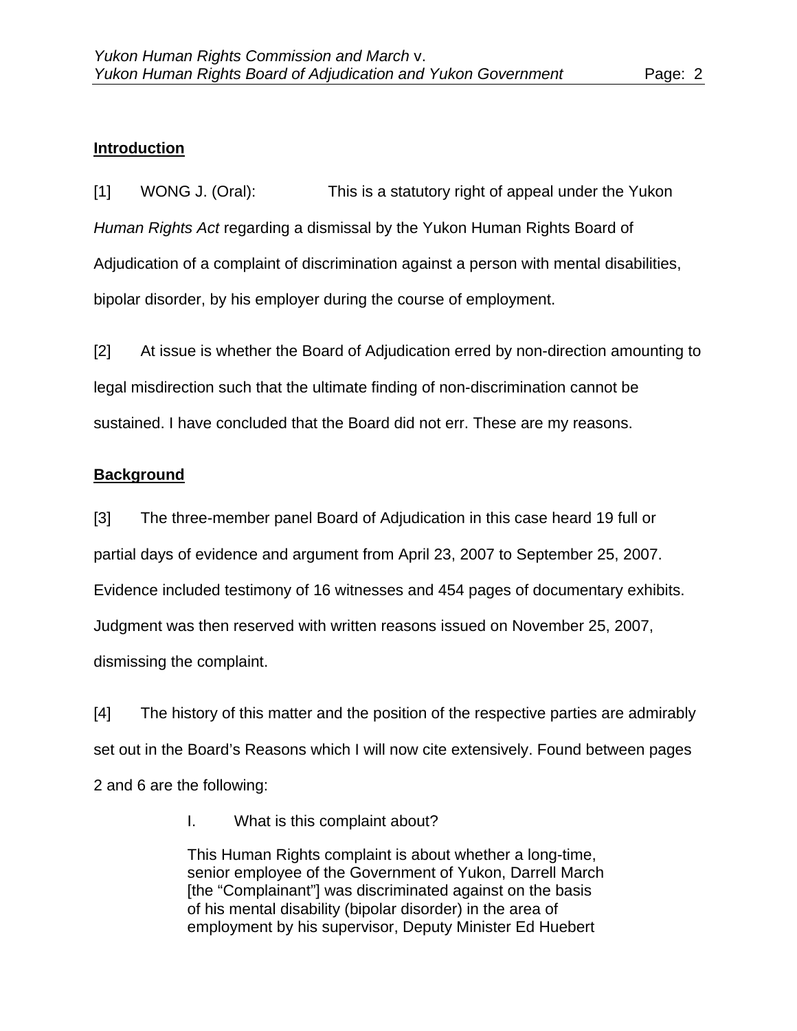## Introduction

[1] WONG J. (Oral): This is a statutory right of appeal under the Yukon *Human Rights Act* regarding a dismissal by the Yukon Human Rights Board of Adjudication of a complaint of discrimination against a person with mental disabilities, bipolar disorder, by his employer during the course of employment.

[2] At issue is whether the Board of Adjudication erred by non-direction amounting to legal misdirection such that the ultimate finding of non-discrimination cannot be sustained. I have concluded that the Board did not err. These are my reasons.

## Background

[3] The three-member panel Board of Adjudication in this case heard 19 full or partial days of evidence and argument from April 23, 2007 to September 25, 2007. Evidence included testimony of 16 witnesses and 454 pages of documentary exhibits. Judgment was then reserved with written reasons issued on November 25, 2007, dismissing the complaint.

[4] The history of this matter and the position of the respective parties are admirably set out in the Board's Reasons which I will now cite extensively. Found between pages 2 and 6 are the following:

> I. What is this complaint about?
>
> This Human Rights complaint is about whether a long-time, senior employee of the Government of Yukon, Darrell March [the "Complainant"] was discriminated against on the basis of his mental disability (bipolar disorder) in the area of employment by his supervisor, Deputy Minister Ed Huebert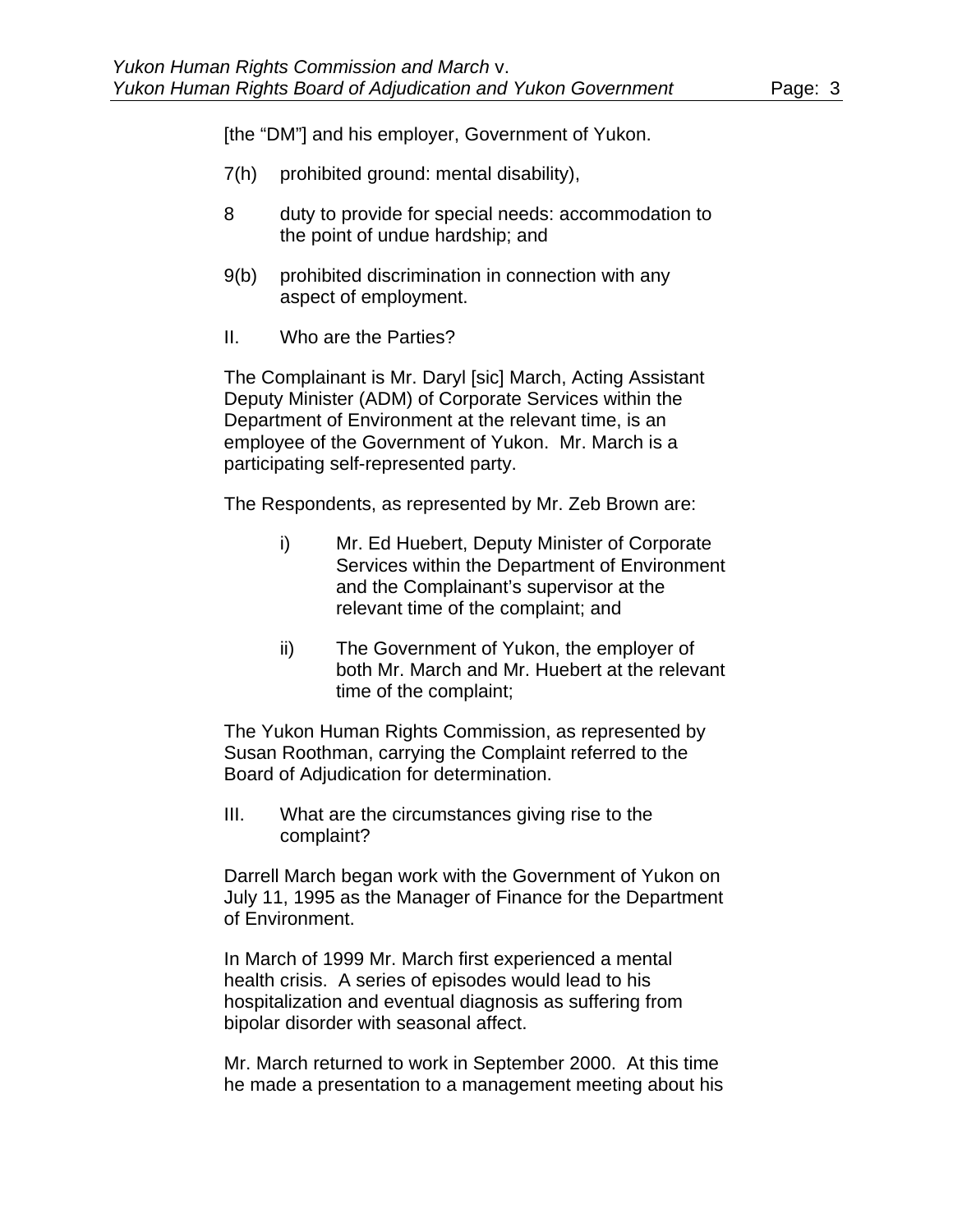[the "DM"] and his employer, Government of Yukon.

7(h) prohibited ground: mental disability),

8 duty to provide for special needs: accommodation to the point of undue hardship; and

9(b) prohibited discrimination in connection with any aspect of employment.

II. Who are the Parties?

The Complainant is Mr. Daryl [sic] March, Acting Assistant Deputy Minister (ADM) of Corporate Services within the Department of Environment at the relevant time, is an employee of the Government of Yukon. Mr. March is a participating self-represented party.

The Respondents, as represented by Mr. Zeb Brown are:

i) Mr. Ed Huebert, Deputy Minister of Corporate Services within the Department of Environment and the Complainant's supervisor at the relevant time of the complaint; and

ii) The Government of Yukon, the employer of both Mr. March and Mr. Huebert at the relevant time of the complaint;

The Yukon Human Rights Commission, as represented by Susan Roothman, carrying the Complaint referred to the Board of Adjudication for determination.

III. What are the circumstances giving rise to the complaint?

Darrell March began work with the Government of Yukon on July 11, 1995 as the Manager of Finance for the Department of Environment.

In March of 1999 Mr. March first experienced a mental health crisis. A series of episodes would lead to his hospitalization and eventual diagnosis as suffering from bipolar disorder with seasonal affect.

Mr. March returned to work in September 2000. At this time he made a presentation to a management meeting about his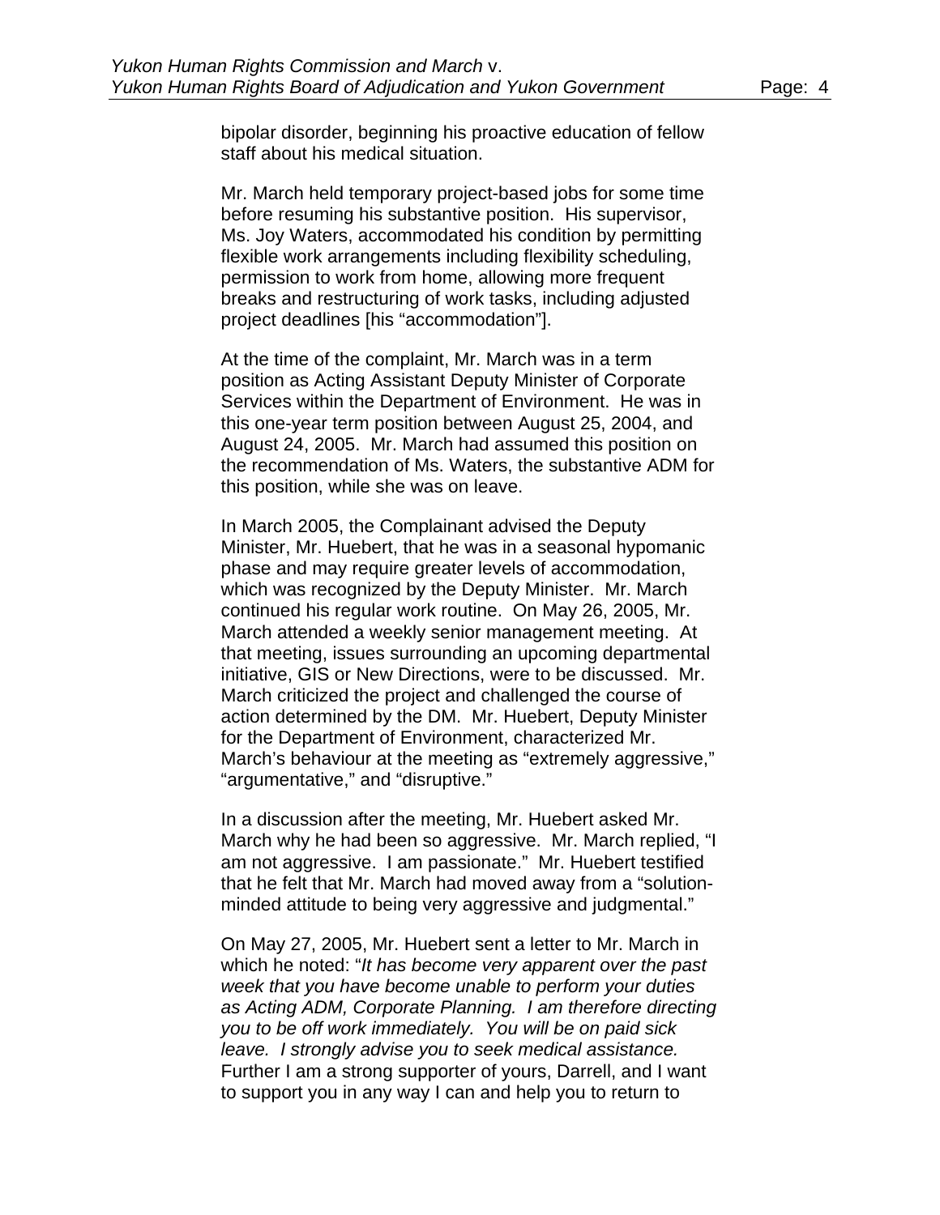bipolar disorder, beginning his proactive education of fellow staff about his medical situation.

Mr. March held temporary project-based jobs for some time before resuming his substantive position. His supervisor, Ms. Joy Waters, accommodated his condition by permitting flexible work arrangements including flexibility scheduling, permission to work from home, allowing more frequent breaks and restructuring of work tasks, including adjusted project deadlines [his "accommodation"].

At the time of the complaint, Mr. March was in a term position as Acting Assistant Deputy Minister of Corporate Services within the Department of Environment. He was in this one-year term position between August 25, 2004, and August 24, 2005. Mr. March had assumed this position on the recommendation of Ms. Waters, the substantive ADM for this position, while she was on leave.

In March 2005, the Complainant advised the Deputy Minister, Mr. Huebert, that he was in a seasonal hypomanic phase and may require greater levels of accommodation, which was recognized by the Deputy Minister. Mr. March continued his regular work routine. On May 26, 2005, Mr. March attended a weekly senior management meeting. At that meeting, issues surrounding an upcoming departmental initiative, GIS or New Directions, were to be discussed. Mr. March criticized the project and challenged the course of action determined by the DM. Mr. Huebert, Deputy Minister for the Department of Environment, characterized Mr. March's behaviour at the meeting as "extremely aggressive," "argumentative," and "disruptive."

In a discussion after the meeting, Mr. Huebert asked Mr. March why he had been so aggressive. Mr. March replied, "I am not aggressive. I am passionate." Mr. Huebert testified that he felt that Mr. March had moved away from a "solution-minded attitude to being very aggressive and judgmental."

On May 27, 2005, Mr. Huebert sent a letter to Mr. March in which he noted: "*It has become very apparent over the past week that you have become unable to perform your duties as Acting ADM, Corporate Planning. I am therefore directing you to be off work immediately. You will be on paid sick leave. I strongly advise you to seek medical assistance.* Further I am a strong supporter of yours, Darrell, and I want to support you in any way I can and help you to return to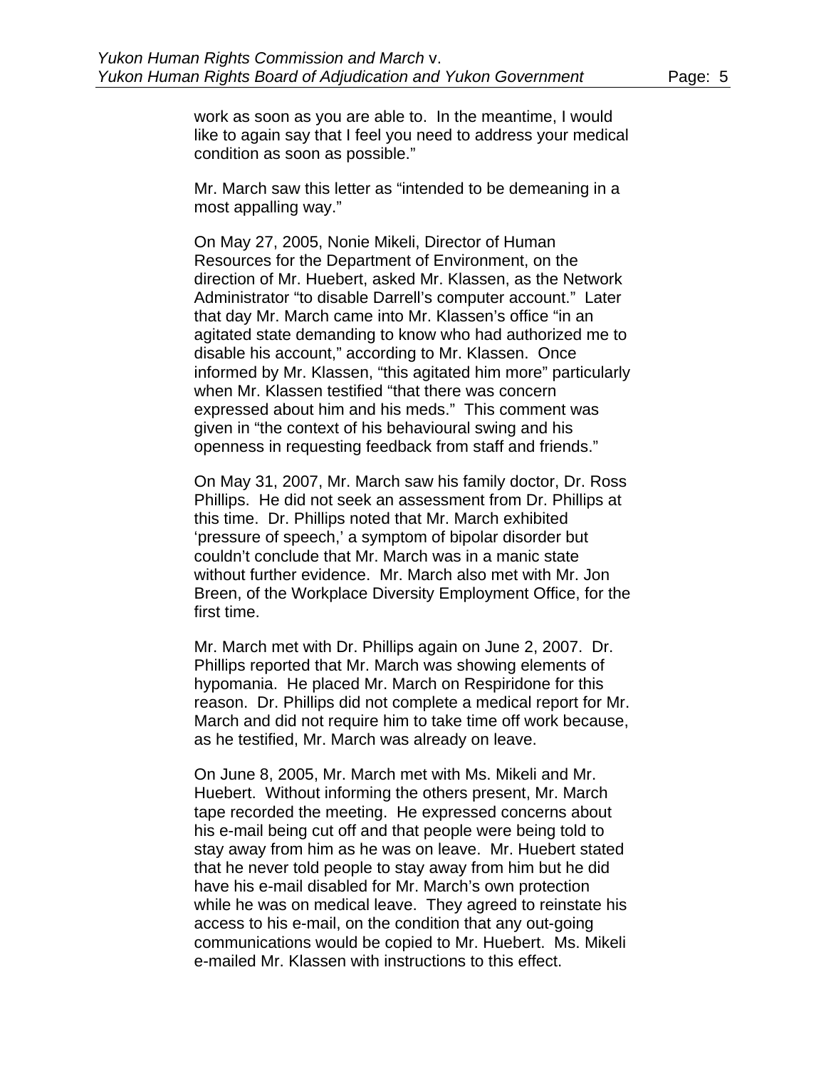work as soon as you are able to. In the meantime, I would like to again say that I feel you need to address your medical condition as soon as possible."

Mr. March saw this letter as "intended to be demeaning in a most appalling way."

On May 27, 2005, Nonie Mikeli, Director of Human Resources for the Department of Environment, on the direction of Mr. Huebert, asked Mr. Klassen, as the Network Administrator "to disable Darrell's computer account." Later that day Mr. March came into Mr. Klassen's office "in an agitated state demanding to know who had authorized me to disable his account," according to Mr. Klassen. Once informed by Mr. Klassen, "this agitated him more" particularly when Mr. Klassen testified "that there was concern expressed about him and his meds." This comment was given in "the context of his behavioural swing and his openness in requesting feedback from staff and friends."

On May 31, 2007, Mr. March saw his family doctor, Dr. Ross Phillips. He did not seek an assessment from Dr. Phillips at this time. Dr. Phillips noted that Mr. March exhibited 'pressure of speech,' a symptom of bipolar disorder but couldn't conclude that Mr. March was in a manic state without further evidence. Mr. March also met with Mr. Jon Breen, of the Workplace Diversity Employment Office, for the first time.

Mr. March met with Dr. Phillips again on June 2, 2007. Dr. Phillips reported that Mr. March was showing elements of hypomania. He placed Mr. March on Respiridone for this reason. Dr. Phillips did not complete a medical report for Mr. March and did not require him to take time off work because, as he testified, Mr. March was already on leave.

On June 8, 2005, Mr. March met with Ms. Mikeli and Mr. Huebert. Without informing the others present, Mr. March tape recorded the meeting. He expressed concerns about his e-mail being cut off and that people were being told to stay away from him as he was on leave. Mr. Huebert stated that he never told people to stay away from him but he did have his e-mail disabled for Mr. March's own protection while he was on medical leave. They agreed to reinstate his access to his e-mail, on the condition that any out-going communications would be copied to Mr. Huebert. Ms. Mikeli e-mailed Mr. Klassen with instructions to this effect.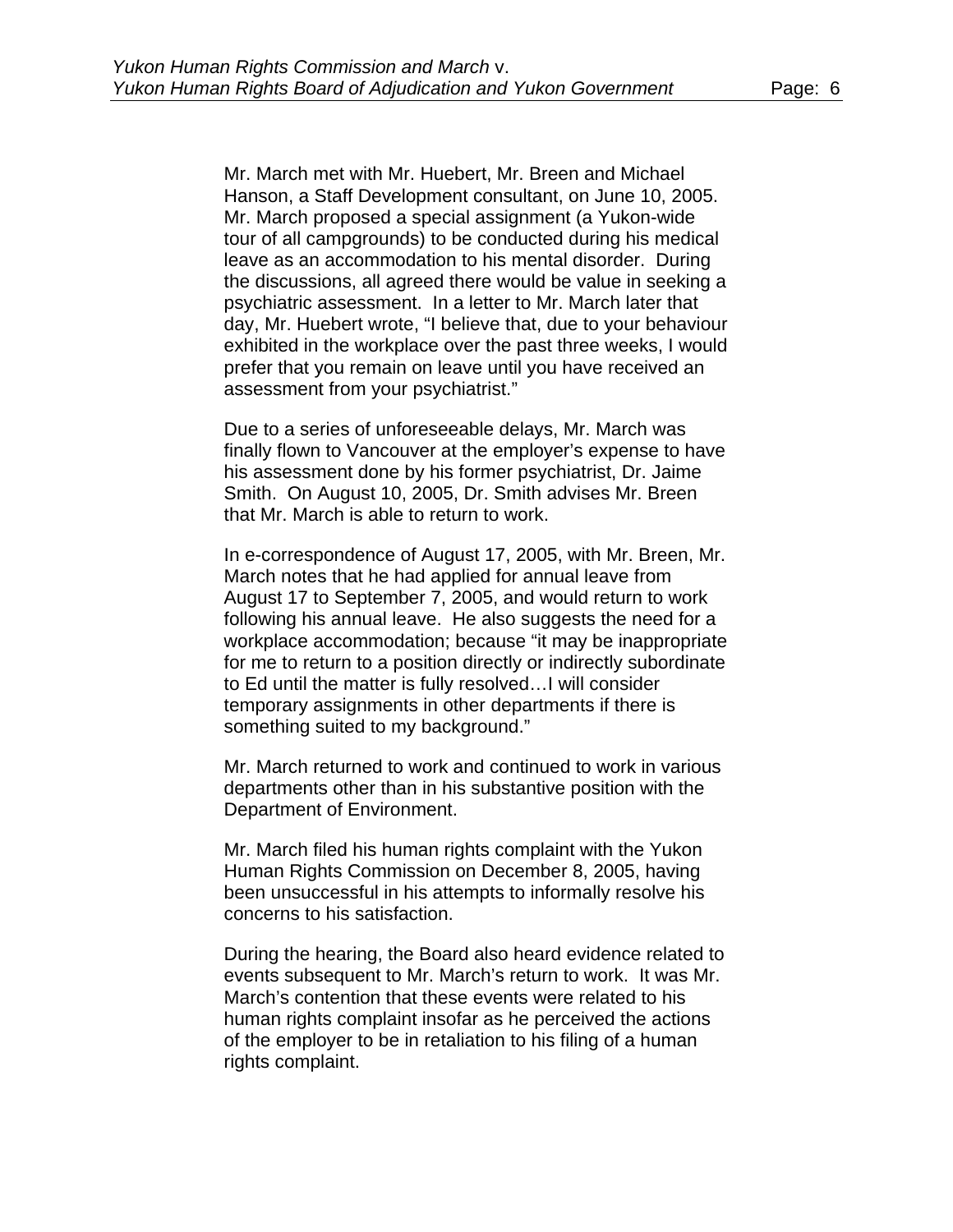Mr. March met with Mr. Huebert, Mr. Breen and Michael Hanson, a Staff Development consultant, on June 10, 2005. Mr. March proposed a special assignment (a Yukon-wide tour of all campgrounds) to be conducted during his medical leave as an accommodation to his mental disorder. During the discussions, all agreed there would be value in seeking a psychiatric assessment. In a letter to Mr. March later that day, Mr. Huebert wrote, "I believe that, due to your behaviour exhibited in the workplace over the past three weeks, I would prefer that you remain on leave until you have received an assessment from your psychiatrist."

Due to a series of unforeseeable delays, Mr. March was finally flown to Vancouver at the employer's expense to have his assessment done by his former psychiatrist, Dr. Jaime Smith. On August 10, 2005, Dr. Smith advises Mr. Breen that Mr. March is able to return to work.

In e-correspondence of August 17, 2005, with Mr. Breen, Mr. March notes that he had applied for annual leave from August 17 to September 7, 2005, and would return to work following his annual leave. He also suggests the need for a workplace accommodation; because "it may be inappropriate for me to return to a position directly or indirectly subordinate to Ed until the matter is fully resolved…I will consider temporary assignments in other departments if there is something suited to my background."

Mr. March returned to work and continued to work in various departments other than in his substantive position with the Department of Environment.

Mr. March filed his human rights complaint with the Yukon Human Rights Commission on December 8, 2005, having been unsuccessful in his attempts to informally resolve his concerns to his satisfaction.

During the hearing, the Board also heard evidence related to events subsequent to Mr. March's return to work. It was Mr. March's contention that these events were related to his human rights complaint insofar as he perceived the actions of the employer to be in retaliation to his filing of a human rights complaint.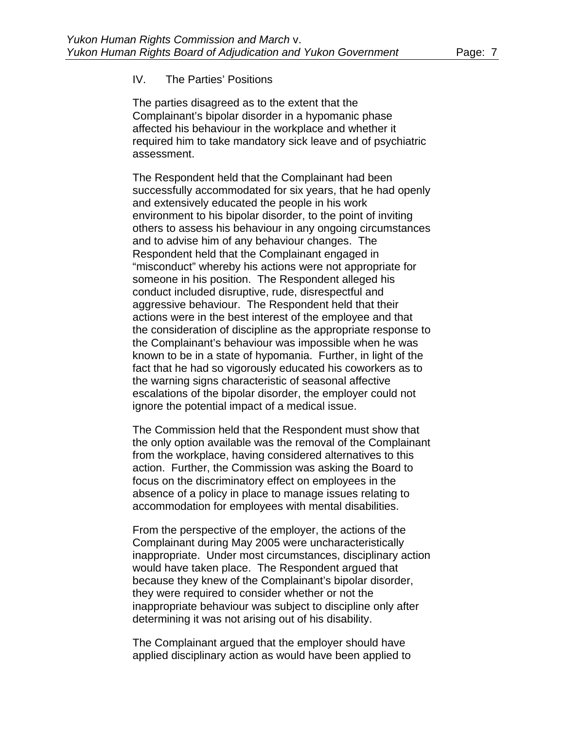## IV. The Parties' Positions

The parties disagreed as to the extent that the Complainant's bipolar disorder in a hypomanic phase affected his behaviour in the workplace and whether it required him to take mandatory sick leave and of psychiatric assessment.

The Respondent held that the Complainant had been successfully accommodated for six years, that he had openly and extensively educated the people in his work environment to his bipolar disorder, to the point of inviting others to assess his behaviour in any ongoing circumstances and to advise him of any behaviour changes. The Respondent held that the Complainant engaged in "misconduct" whereby his actions were not appropriate for someone in his position. The Respondent alleged his conduct included disruptive, rude, disrespectful and aggressive behaviour. The Respondent held that their actions were in the best interest of the employee and that the consideration of discipline as the appropriate response to the Complainant's behaviour was impossible when he was known to be in a state of hypomania. Further, in light of the fact that he had so vigorously educated his coworkers as to the warning signs characteristic of seasonal affective escalations of the bipolar disorder, the employer could not ignore the potential impact of a medical issue.

The Commission held that the Respondent must show that the only option available was the removal of the Complainant from the workplace, having considered alternatives to this action. Further, the Commission was asking the Board to focus on the discriminatory effect on employees in the absence of a policy in place to manage issues relating to accommodation for employees with mental disabilities.

From the perspective of the employer, the actions of the Complainant during May 2005 were uncharacteristically inappropriate. Under most circumstances, disciplinary action would have taken place. The Respondent argued that because they knew of the Complainant's bipolar disorder, they were required to consider whether or not the inappropriate behaviour was subject to discipline only after determining it was not arising out of his disability.

The Complainant argued that the employer should have applied disciplinary action as would have been applied to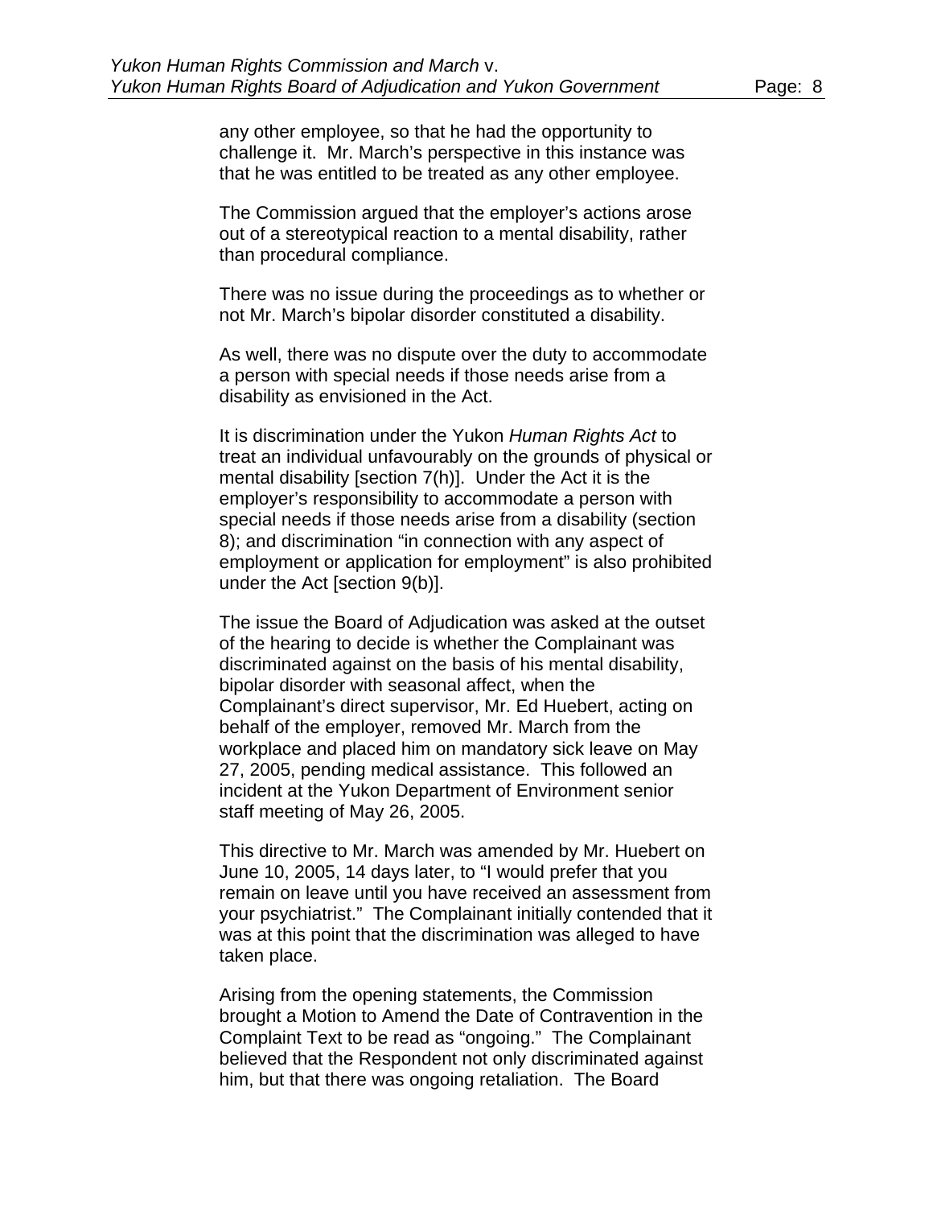any other employee, so that he had the opportunity to challenge it. Mr. March's perspective in this instance was that he was entitled to be treated as any other employee.

The Commission argued that the employer's actions arose out of a stereotypical reaction to a mental disability, rather than procedural compliance.

There was no issue during the proceedings as to whether or not Mr. March's bipolar disorder constituted a disability.

As well, there was no dispute over the duty to accommodate a person with special needs if those needs arise from a disability as envisioned in the Act.

It is discrimination under the Yukon *Human Rights Act* to treat an individual unfavourably on the grounds of physical or mental disability [section 7(h)]. Under the Act it is the employer's responsibility to accommodate a person with special needs if those needs arise from a disability (section 8); and discrimination "in connection with any aspect of employment or application for employment" is also prohibited under the Act [section 9(b)].

The issue the Board of Adjudication was asked at the outset of the hearing to decide is whether the Complainant was discriminated against on the basis of his mental disability, bipolar disorder with seasonal affect, when the Complainant's direct supervisor, Mr. Ed Huebert, acting on behalf of the employer, removed Mr. March from the workplace and placed him on mandatory sick leave on May 27, 2005, pending medical assistance. This followed an incident at the Yukon Department of Environment senior staff meeting of May 26, 2005.

This directive to Mr. March was amended by Mr. Huebert on June 10, 2005, 14 days later, to "I would prefer that you remain on leave until you have received an assessment from your psychiatrist." The Complainant initially contended that it was at this point that the discrimination was alleged to have taken place.

Arising from the opening statements, the Commission brought a Motion to Amend the Date of Contravention in the Complaint Text to be read as "ongoing." The Complainant believed that the Respondent not only discriminated against him, but that there was ongoing retaliation. The Board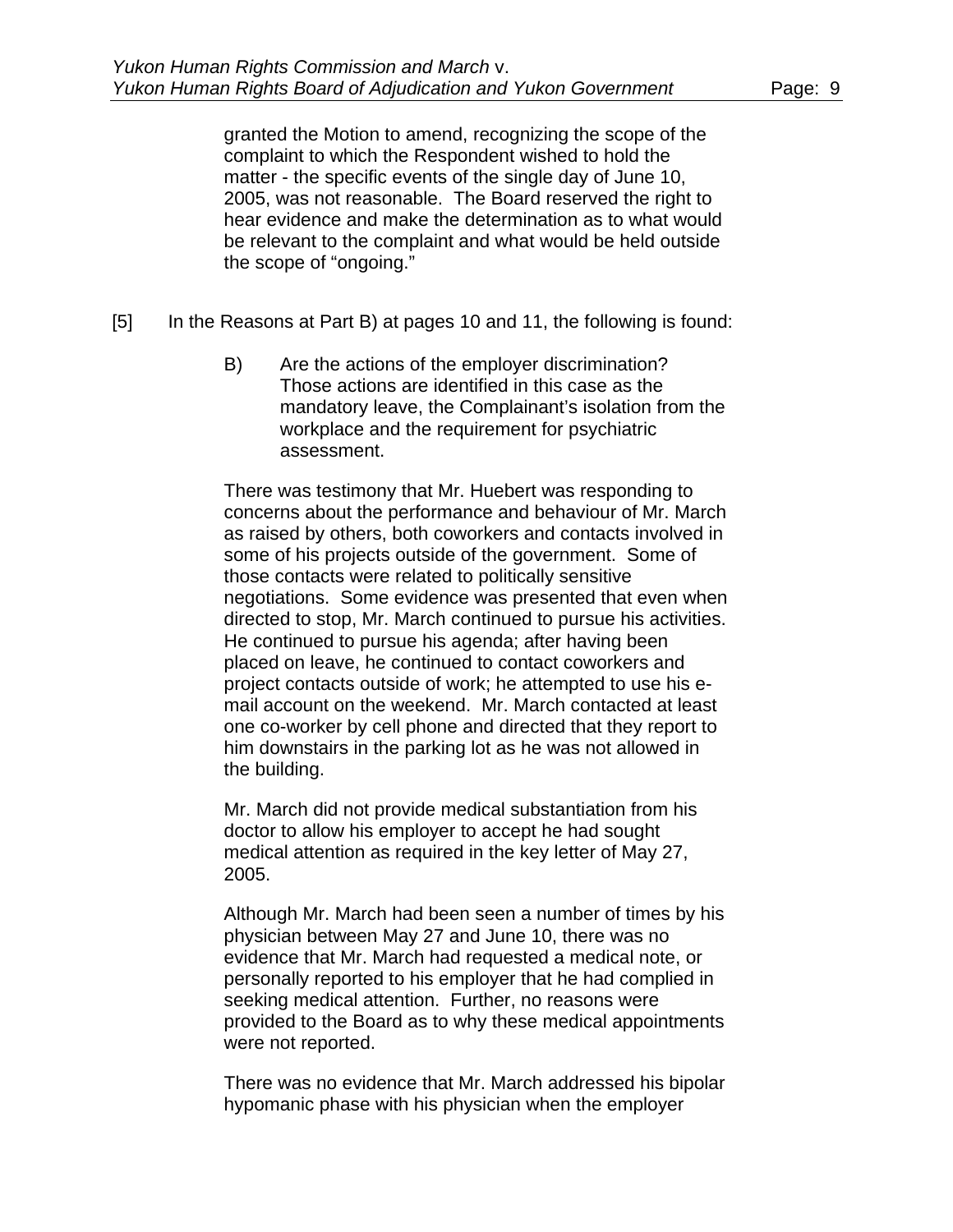granted the Motion to amend, recognizing the scope of the complaint to which the Respondent wished to hold the matter - the specific events of the single day of June 10, 2005, was not reasonable. The Board reserved the right to hear evidence and make the determination as to what would be relevant to the complaint and what would be held outside the scope of "ongoing."

[5] In the Reasons at Part B) at pages 10 and 11, the following is found:

> B) Are the actions of the employer discrimination? Those actions are identified in this case as the mandatory leave, the Complainant's isolation from the workplace and the requirement for psychiatric assessment.
>
> There was testimony that Mr. Huebert was responding to concerns about the performance and behaviour of Mr. March as raised by others, both coworkers and contacts involved in some of his projects outside of the government. Some of those contacts were related to politically sensitive negotiations. Some evidence was presented that even when directed to stop, Mr. March continued to pursue his activities. He continued to pursue his agenda; after having been placed on leave, he continued to contact coworkers and project contacts outside of work; he attempted to use his e-mail account on the weekend. Mr. March contacted at least one co-worker by cell phone and directed that they report to him downstairs in the parking lot as he was not allowed in the building.
>
> Mr. March did not provide medical substantiation from his doctor to allow his employer to accept he had sought medical attention as required in the key letter of May 27, 2005.
>
> Although Mr. March had been seen a number of times by his physician between May 27 and June 10, there was no evidence that Mr. March had requested a medical note, or personally reported to his employer that he had complied in seeking medical attention. Further, no reasons were provided to the Board as to why these medical appointments were not reported.
>
> There was no evidence that Mr. March addressed his bipolar hypomanic phase with his physician when the employer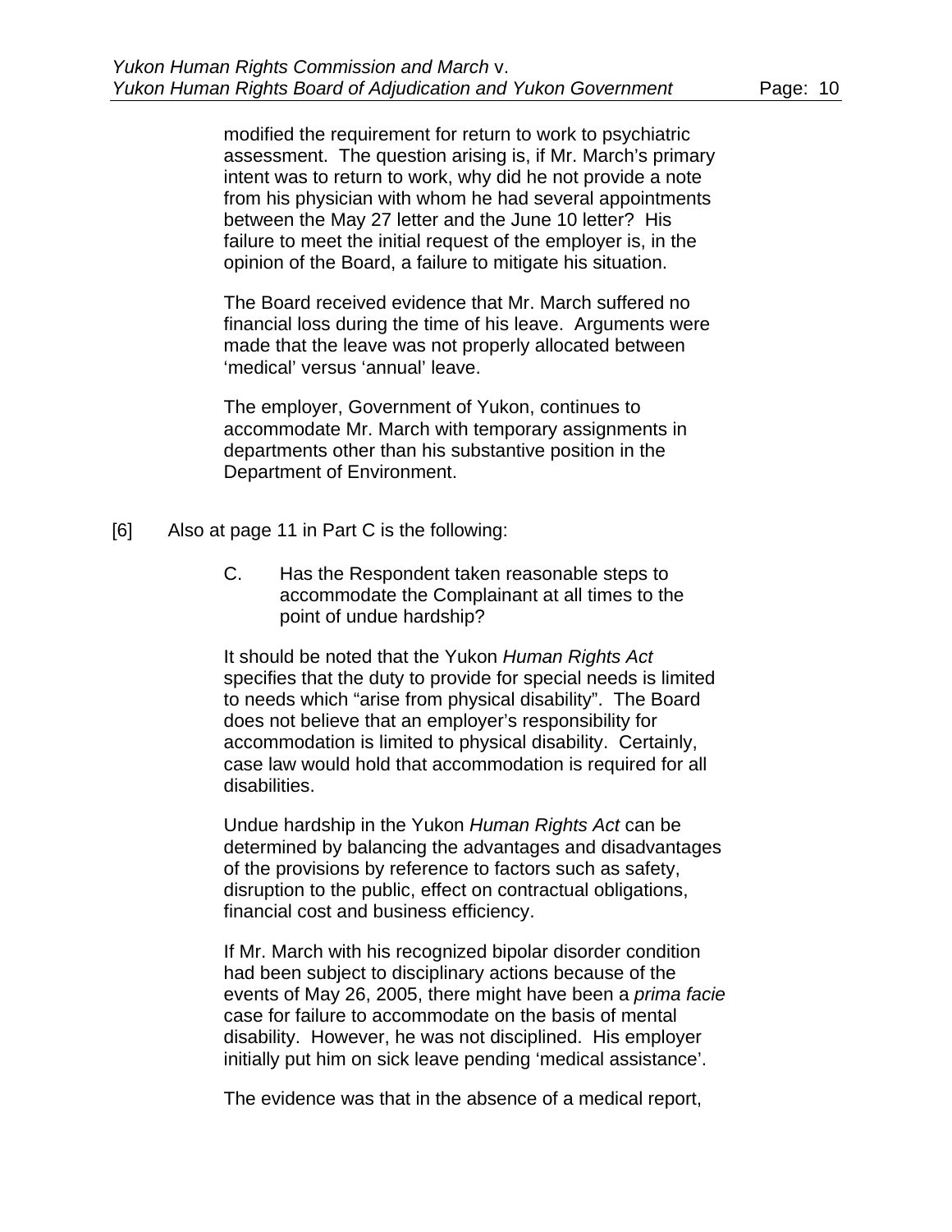> modified the requirement for return to work to psychiatric assessment. The question arising is, if Mr. March's primary intent was to return to work, why did he not provide a note from his physician with whom he had several appointments between the May 27 letter and the June 10 letter? His failure to meet the initial request of the employer is, in the opinion of the Board, a failure to mitigate his situation.
>
> The Board received evidence that Mr. March suffered no financial loss during the time of his leave. Arguments were made that the leave was not properly allocated between 'medical' versus 'annual' leave.
>
> The employer, Government of Yukon, continues to accommodate Mr. March with temporary assignments in departments other than his substantive position in the Department of Environment.

[6] Also at page 11 in Part C is the following:

> C. Has the Respondent taken reasonable steps to accommodate the Complainant at all times to the point of undue hardship?
>
> It should be noted that the Yukon *Human Rights Act* specifies that the duty to provide for special needs is limited to needs which "arise from physical disability". The Board does not believe that an employer's responsibility for accommodation is limited to physical disability. Certainly, case law would hold that accommodation is required for all disabilities.
>
> Undue hardship in the Yukon *Human Rights Act* can be determined by balancing the advantages and disadvantages of the provisions by reference to factors such as safety, disruption to the public, effect on contractual obligations, financial cost and business efficiency.
>
> If Mr. March with his recognized bipolar disorder condition had been subject to disciplinary actions because of the events of May 26, 2005, there might have been a *prima facie* case for failure to accommodate on the basis of mental disability. However, he was not disciplined. His employer initially put him on sick leave pending 'medical assistance'.
>
> The evidence was that in the absence of a medical report,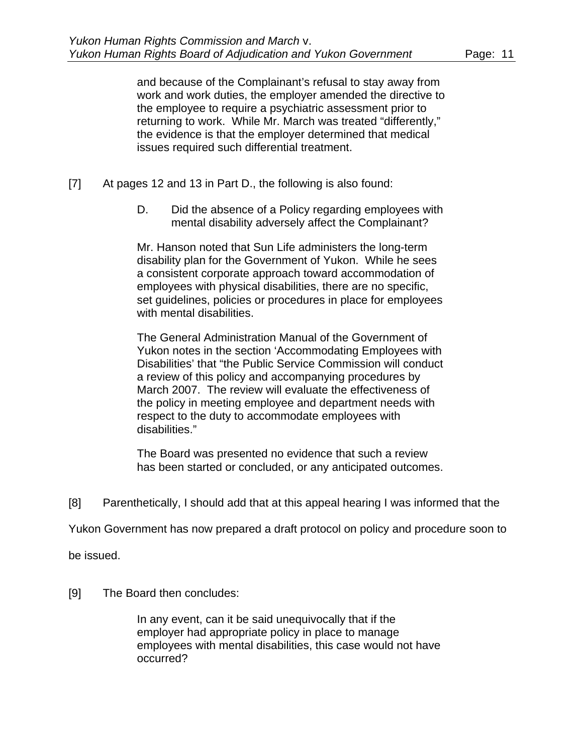> and because of the Complainant's refusal to stay away from work and work duties, the employer amended the directive to the employee to require a psychiatric assessment prior to returning to work. While Mr. March was treated "differently," the evidence is that the employer determined that medical issues required such differential treatment.

[7] At pages 12 and 13 in Part D., the following is also found:

> D. Did the absence of a Policy regarding employees with mental disability adversely affect the Complainant?
>
> Mr. Hanson noted that Sun Life administers the long-term disability plan for the Government of Yukon. While he sees a consistent corporate approach toward accommodation of employees with physical disabilities, there are no specific, set guidelines, policies or procedures in place for employees with mental disabilities.
>
> The General Administration Manual of the Government of Yukon notes in the section 'Accommodating Employees with Disabilities' that "the Public Service Commission will conduct a review of this policy and accompanying procedures by March 2007. The review will evaluate the effectiveness of the policy in meeting employee and department needs with respect to the duty to accommodate employees with disabilities."
>
> The Board was presented no evidence that such a review has been started or concluded, or any anticipated outcomes.

[8] Parenthetically, I should add that at this appeal hearing I was informed that the Yukon Government has now prepared a draft protocol on policy and procedure soon to be issued.

[9] The Board then concludes:

> In any event, can it be said unequivocally that if the employer had appropriate policy in place to manage employees with mental disabilities, this case would not have occurred?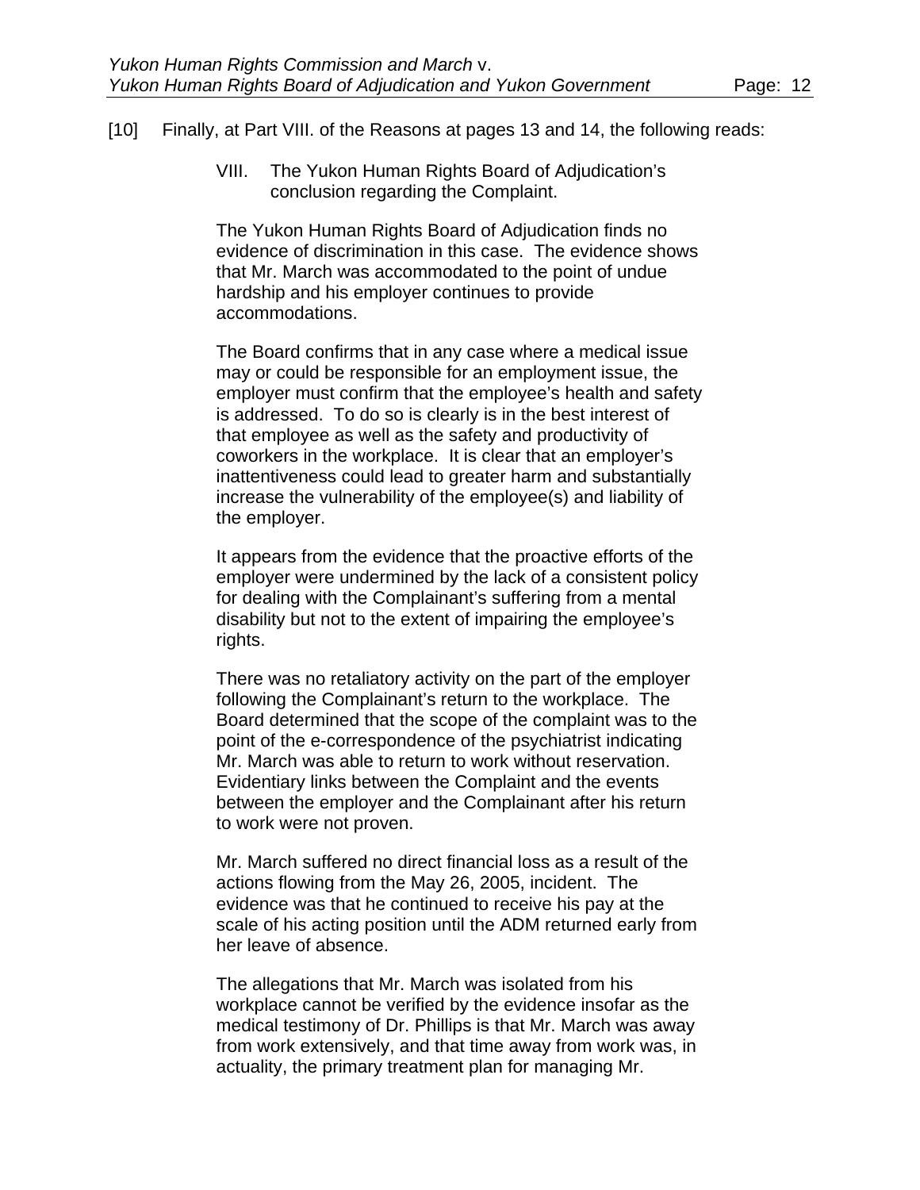[10] Finally, at Part VIII. of the Reasons at pages 13 and 14, the following reads:

> VIII. The Yukon Human Rights Board of Adjudication's conclusion regarding the Complaint.
>
> The Yukon Human Rights Board of Adjudication finds no evidence of discrimination in this case. The evidence shows that Mr. March was accommodated to the point of undue hardship and his employer continues to provide accommodations.
>
> The Board confirms that in any case where a medical issue may or could be responsible for an employment issue, the employer must confirm that the employee's health and safety is addressed. To do so is clearly is in the best interest of that employee as well as the safety and productivity of coworkers in the workplace. It is clear that an employer's inattentiveness could lead to greater harm and substantially increase the vulnerability of the employee(s) and liability of the employer.
>
> It appears from the evidence that the proactive efforts of the employer were undermined by the lack of a consistent policy for dealing with the Complainant's suffering from a mental disability but not to the extent of impairing the employee's rights.
>
> There was no retaliatory activity on the part of the employer following the Complainant's return to the workplace. The Board determined that the scope of the complaint was to the point of the e-correspondence of the psychiatrist indicating Mr. March was able to return to work without reservation. Evidentiary links between the Complaint and the events between the employer and the Complainant after his return to work were not proven.
>
> Mr. March suffered no direct financial loss as a result of the actions flowing from the May 26, 2005, incident. The evidence was that he continued to receive his pay at the scale of his acting position until the ADM returned early from her leave of absence.
>
> The allegations that Mr. March was isolated from his workplace cannot be verified by the evidence insofar as the medical testimony of Dr. Phillips is that Mr. March was away from work extensively, and that time away from work was, in actuality, the primary treatment plan for managing Mr.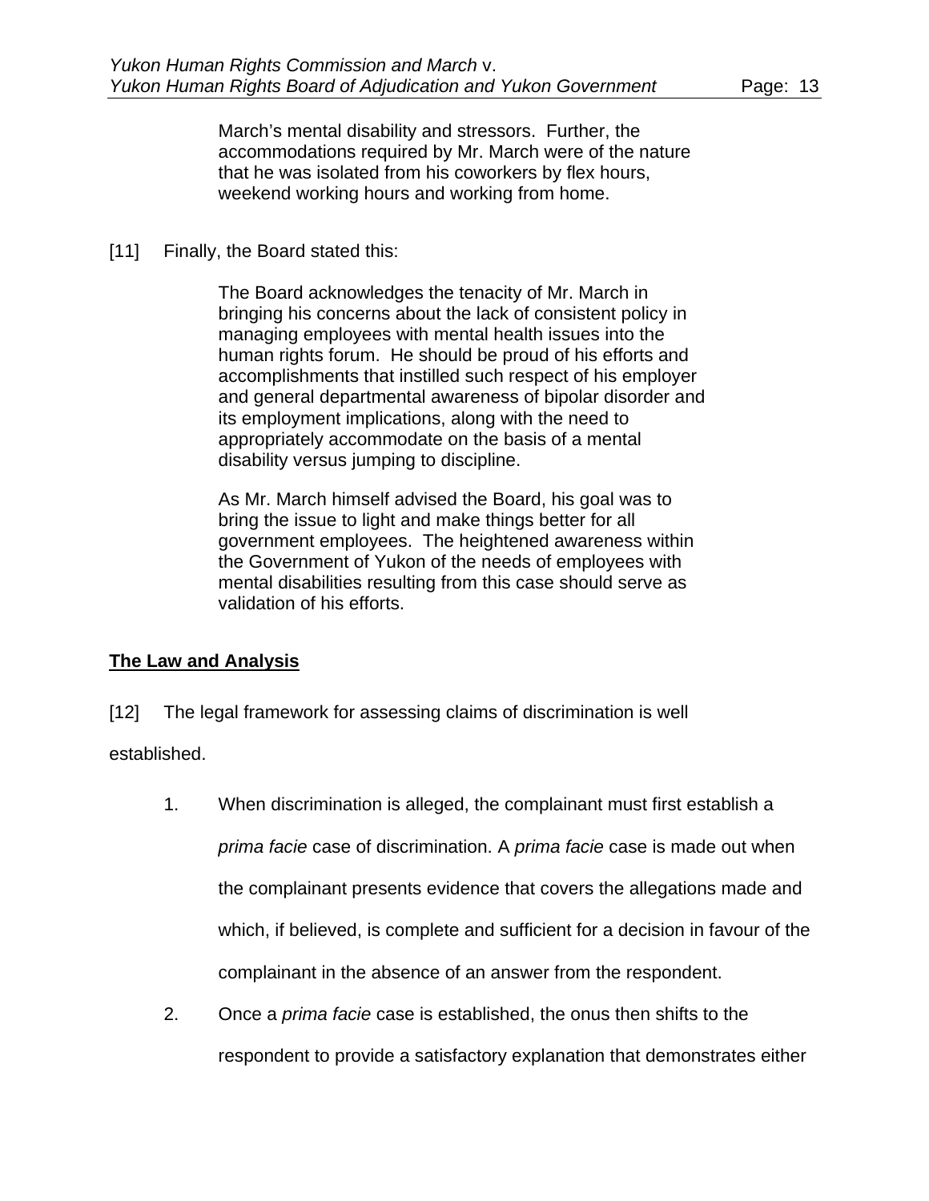> March's mental disability and stressors. Further, the accommodations required by Mr. March were of the nature that he was isolated from his coworkers by flex hours, weekend working hours and working from home.

[11] Finally, the Board stated this:

> The Board acknowledges the tenacity of Mr. March in bringing his concerns about the lack of consistent policy in managing employees with mental health issues into the human rights forum. He should be proud of his efforts and accomplishments that instilled such respect of his employer and general departmental awareness of bipolar disorder and its employment implications, along with the need to appropriately accommodate on the basis of a mental disability versus jumping to discipline.
>
> As Mr. March himself advised the Board, his goal was to bring the issue to light and make things better for all government employees. The heightened awareness within the Government of Yukon of the needs of employees with mental disabilities resulting from this case should serve as validation of his efforts.

**The Law and Analysis**

[12] The legal framework for assessing claims of discrimination is well established.

1. When discrimination is alleged, the complainant must first establish a *prima facie* case of discrimination. A *prima facie* case is made out when the complainant presents evidence that covers the allegations made and which, if believed, is complete and sufficient for a decision in favour of the complainant in the absence of an answer from the respondent.
2. Once a *prima facie* case is established, the onus then shifts to the respondent to provide a satisfactory explanation that demonstrates either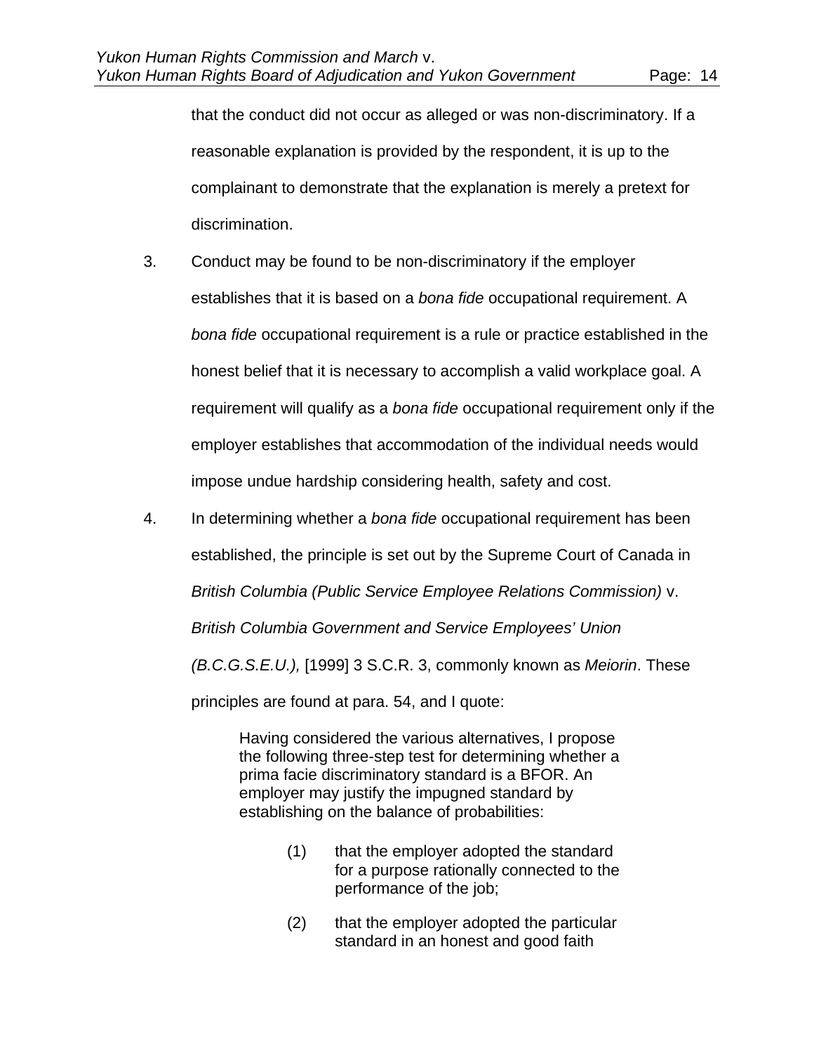that the conduct did not occur as alleged or was non-discriminatory. If a reasonable explanation is provided by the respondent, it is up to the complainant to demonstrate that the explanation is merely a pretext for discrimination.

3. Conduct may be found to be non-discriminatory if the employer establishes that it is based on a *bona fide* occupational requirement. A *bona fide* occupational requirement is a rule or practice established in the honest belief that it is necessary to accomplish a valid workplace goal. A requirement will qualify as a *bona fide* occupational requirement only if the employer establishes that accommodation of the individual needs would impose undue hardship considering health, safety and cost.

4. In determining whether a *bona fide* occupational requirement has been established, the principle is set out by the Supreme Court of Canada in *British Columbia (Public Service Employee Relations Commission)* v. *British Columbia Government and Service Employees' Union (B.C.G.S.E.U.),* [1999] 3 S.C.R. 3, commonly known as *Meiorin*. These principles are found at para. 54, and I quote:

> Having considered the various alternatives, I propose the following three-step test for determining whether a prima facie discriminatory standard is a BFOR. An employer may justify the impugned standard by establishing on the balance of probabilities:
>
> (1) that the employer adopted the standard for a purpose rationally connected to the performance of the job;
>
> (2) that the employer adopted the particular standard in an honest and good faith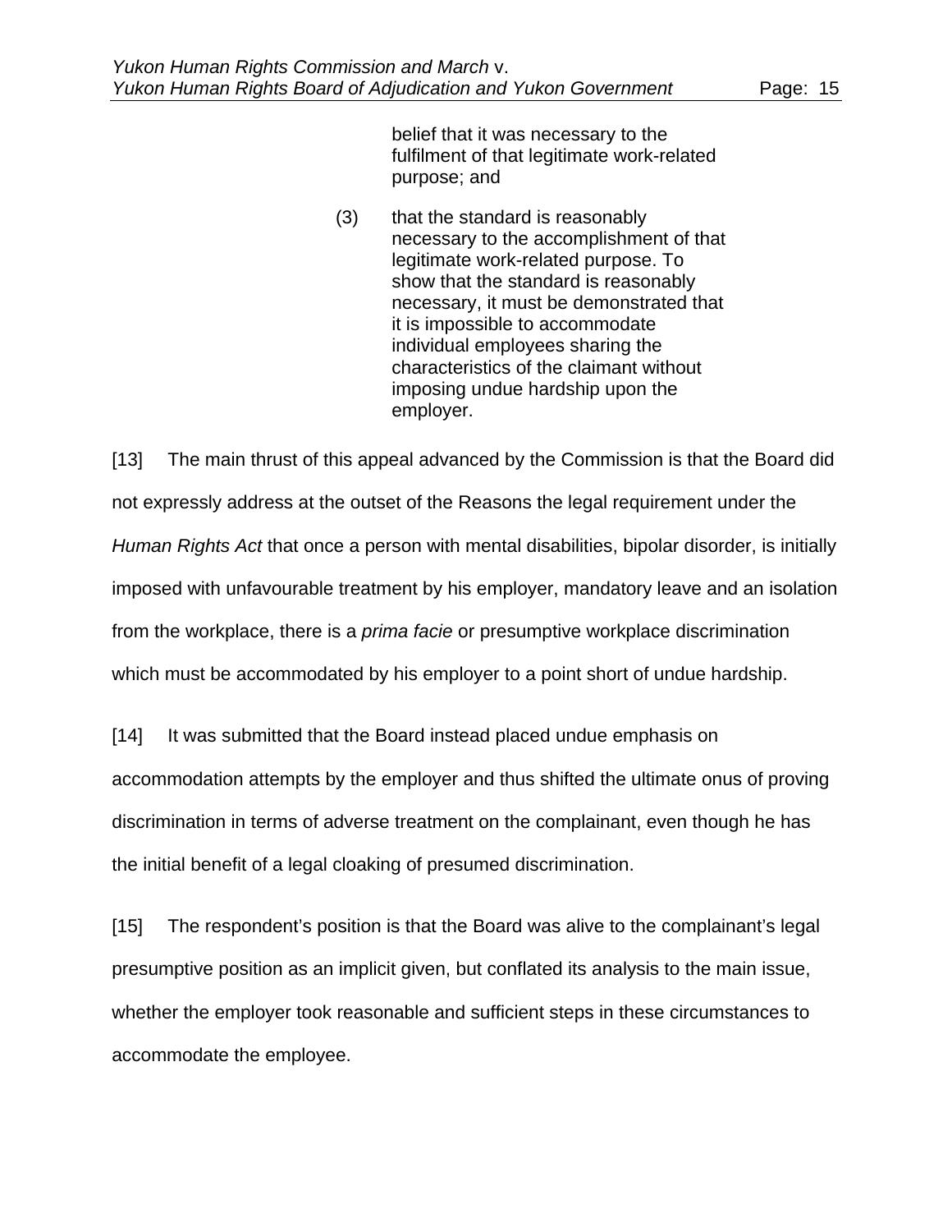> belief that it was necessary to the fulfilment of that legitimate work-related purpose; and
>
> (3) that the standard is reasonably necessary to the accomplishment of that legitimate work-related purpose. To show that the standard is reasonably necessary, it must be demonstrated that it is impossible to accommodate individual employees sharing the characteristics of the claimant without imposing undue hardship upon the employer.

[13] The main thrust of this appeal advanced by the Commission is that the Board did not expressly address at the outset of the Reasons the legal requirement under the *Human Rights Act* that once a person with mental disabilities, bipolar disorder, is initially imposed with unfavourable treatment by his employer, mandatory leave and an isolation from the workplace, there is a *prima facie* or presumptive workplace discrimination which must be accommodated by his employer to a point short of undue hardship.

[14] It was submitted that the Board instead placed undue emphasis on accommodation attempts by the employer and thus shifted the ultimate onus of proving discrimination in terms of adverse treatment on the complainant, even though he has the initial benefit of a legal cloaking of presumed discrimination.

[15] The respondent's position is that the Board was alive to the complainant's legal presumptive position as an implicit given, but conflated its analysis to the main issue, whether the employer took reasonable and sufficient steps in these circumstances to accommodate the employee.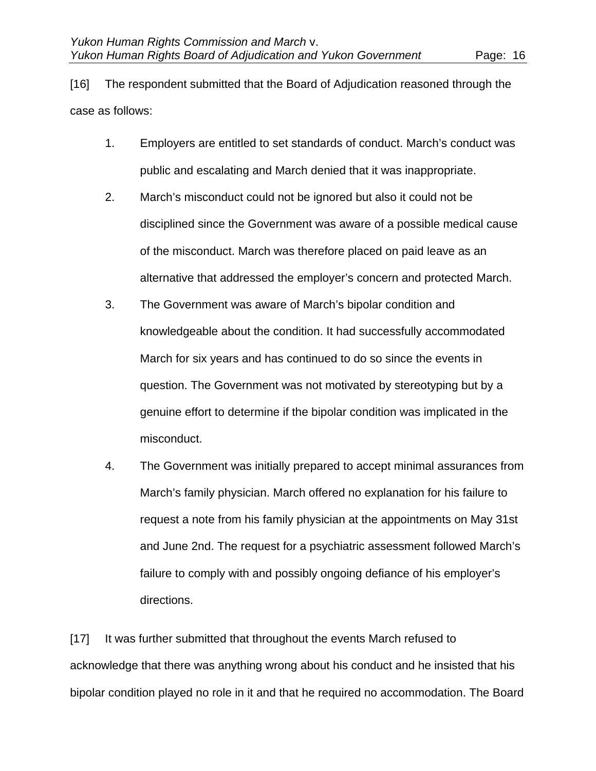[16] The respondent submitted that the Board of Adjudication reasoned through the case as follows:

1. Employers are entitled to set standards of conduct. March's conduct was public and escalating and March denied that it was inappropriate.
2. March's misconduct could not be ignored but also it could not be disciplined since the Government was aware of a possible medical cause of the misconduct. March was therefore placed on paid leave as an alternative that addressed the employer's concern and protected March.
3. The Government was aware of March's bipolar condition and knowledgeable about the condition. It had successfully accommodated March for six years and has continued to do so since the events in question. The Government was not motivated by stereotyping but by a genuine effort to determine if the bipolar condition was implicated in the misconduct.
4. The Government was initially prepared to accept minimal assurances from March's family physician. March offered no explanation for his failure to request a note from his family physician at the appointments on May 31st and June 2nd. The request for a psychiatric assessment followed March's failure to comply with and possibly ongoing defiance of his employer's directions.

[17] It was further submitted that throughout the events March refused to acknowledge that there was anything wrong about his conduct and he insisted that his bipolar condition played no role in it and that he required no accommodation. The Board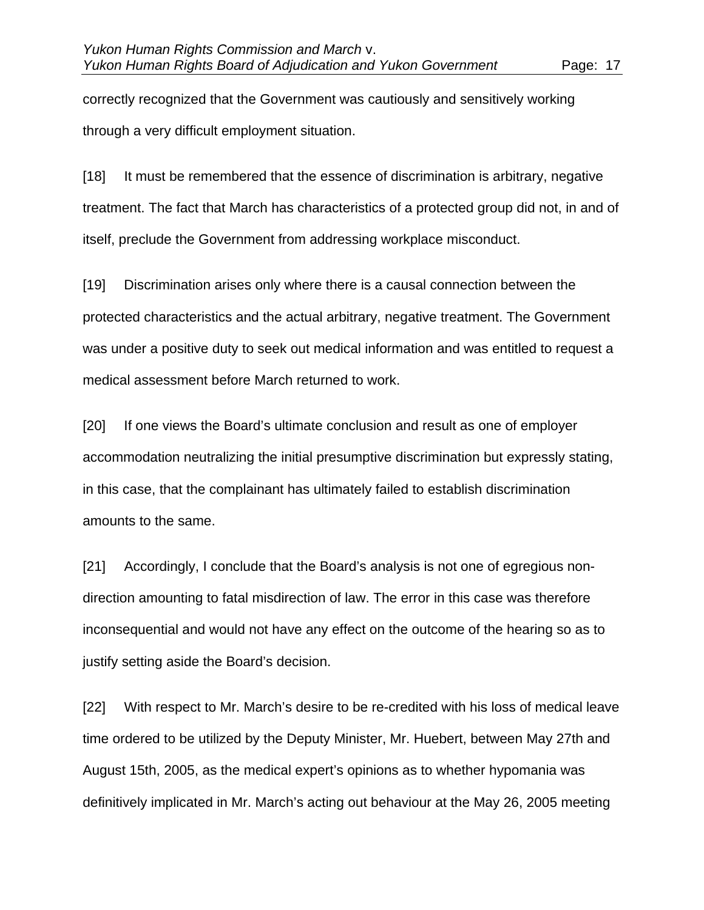correctly recognized that the Government was cautiously and sensitively working through a very difficult employment situation.

[18] It must be remembered that the essence of discrimination is arbitrary, negative treatment. The fact that March has characteristics of a protected group did not, in and of itself, preclude the Government from addressing workplace misconduct.

[19] Discrimination arises only where there is a causal connection between the protected characteristics and the actual arbitrary, negative treatment. The Government was under a positive duty to seek out medical information and was entitled to request a medical assessment before March returned to work.

[20] If one views the Board's ultimate conclusion and result as one of employer accommodation neutralizing the initial presumptive discrimination but expressly stating, in this case, that the complainant has ultimately failed to establish discrimination amounts to the same.

[21] Accordingly, I conclude that the Board's analysis is not one of egregious non-direction amounting to fatal misdirection of law. The error in this case was therefore inconsequential and would not have any effect on the outcome of the hearing so as to justify setting aside the Board's decision.

[22] With respect to Mr. March's desire to be re-credited with his loss of medical leave time ordered to be utilized by the Deputy Minister, Mr. Huebert, between May 27th and August 15th, 2005, as the medical expert's opinions as to whether hypomania was definitively implicated in Mr. March's acting out behaviour at the May 26, 2005 meeting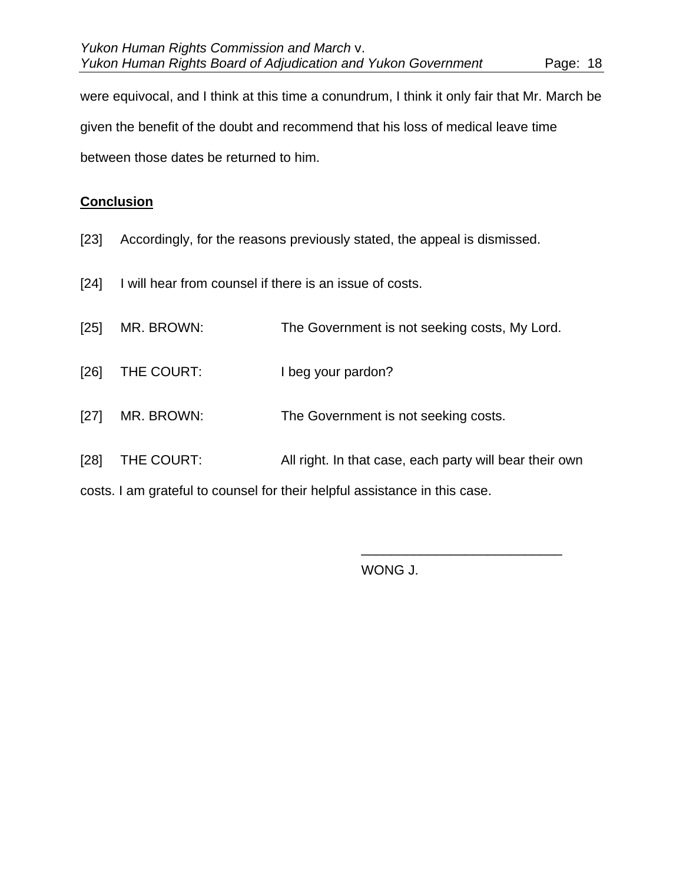were equivocal, and I think at this time a conundrum, I think it only fair that Mr. March be given the benefit of the doubt and recommend that his loss of medical leave time between those dates be returned to him.

## Conclusion

[23] Accordingly, for the reasons previously stated, the appeal is dismissed.

[24] I will hear from counsel if there is an issue of costs.

[25] MR. BROWN: The Government is not seeking costs, My Lord.

[26] THE COURT: I beg your pardon?

[27] MR. BROWN: The Government is not seeking costs.

[28] THE COURT: All right. In that case, each party will bear their own costs. I am grateful to counsel for their helpful assistance in this case.

\_\_\_\_\_\_\_\_\_\_\_\_\_\_\_\_\_\_\_\_\_\_\_\_\_\_\_

WONG J.